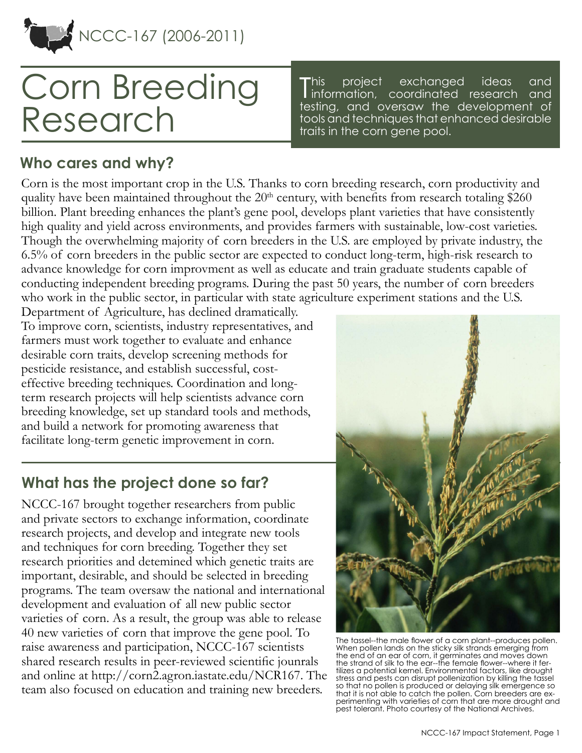NCCC-167 (2006-2011)

# Corn Breeding Research

This project exchanged ideas and information, coordinated research and testing, and oversaw the development of tools and techniques that enhanced desirable traits in the corn gene pool.

## Who cares and why?

Corn is the most important crop in the U.S. Thanks to corn breeding research, corn productivity and quality have been maintained throughout the 20th century, with benefits from research totaling $260 billion. Plant breeding enhances the plant's gene pool, develops plant varieties that have consistently high quality and yield across environments, and provides farmers with sustainable, low-cost varieties. Though the overwhelming majority of corn breeders in the U.S. are employed by private industry, the 6.5% of corn breeders in the public sector are expected to conduct long-term, high-risk research to advance knowledge for corn improvment as well as educate and train graduate students capable of conducting independent breeding programs. During the past 50 years, the number of corn breeders who work in the public sector, in particular with state agriculture experiment stations and the U.S. Department of Agriculture, has declined dramatically. To improve corn, scientists, industry representatives, and farmers must work together to evaluate and enhance desirable corn traits, develop screening methods for pesticide resistance, and establish successful, cost-effective breeding techniques. Coordination and long-term research projects will help scientists advance corn breeding knowledge, set up standard tools and methods, and build a network for promoting awareness that facilitate long-term genetic improvement in corn.

## What has the project done so far?

NCCC-167 brought together researchers from public and private sectors to exchange information, coordinate research projects, and develop and integrate new tools and techniques for corn breeding. Together they set research priorities and detemined which genetic traits are important, desirable, and should be selected in breeding programs. The team oversaw the national and international development and evaluation of all new public sector varieties of corn. As a result, the group was able to release 40 new varieties of corn that improve the gene pool. To raise awareness and participation, NCCC-167 scientists shared research results in peer-reviewed scientific jounrals and online at http://corn2.agron.iastate.edu/NCR167. The team also focused on education and training new breeders.

The tassel--the male flower of a corn plant--produces pollen. When pollen lands on the sticky silk strands emerging from the end of an ear of corn, it germinates and moves down the strand of silk to the ear--the female flower--where it fertilizes a potential kernel. Environmental factors, like drought stress and pests can disrupt pollenization by killing the tassel so that no pollen is produced or delaying silk emergence so that it is not able to catch the pollen. Corn breeders are experimenting with varieties of corn that are more drought and pest tolerant. Photo courtesy of the National Archives.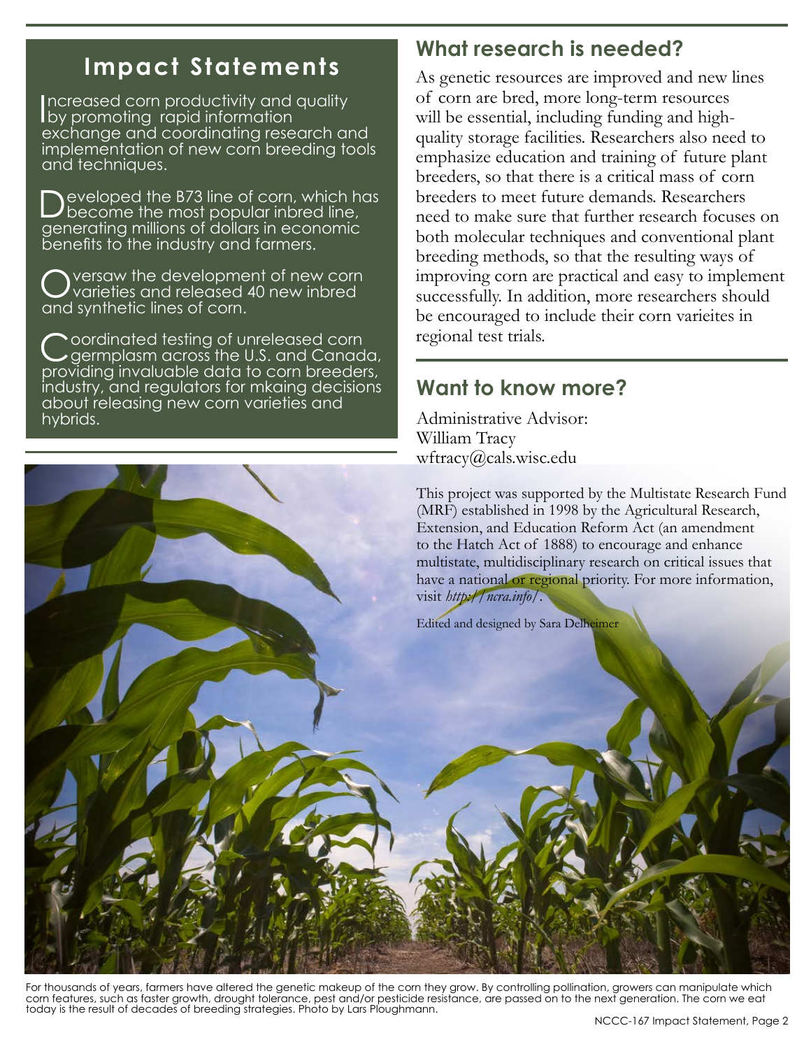## Impact Statements

Increased corn productivity and quality by promoting rapid information exchange and coordinating research and implementation of new corn breeding tools and techniques.

Developed the B73 line of corn, which has become the most popular inbred line, generating millions of dollars in economic benefits to the industry and farmers.

Oversaw the development of new corn varieties and released 40 new inbred and synthetic lines of corn.

Coordinated testing of unreleased corn germplasm across the U.S. and Canada, providing invaluable data to corn breeders, industry, and regulators for mkaing decisions about releasing new corn varieties and hybrids.

## What research is needed?

As genetic resources are improved and new lines of corn are bred, more long-term resources will be essential, including funding and high-quality storage facilities. Researchers also need to emphasize education and training of future plant breeders, so that there is a critical mass of corn breeders to meet future demands. Researchers need to make sure that further research focuses on both molecular techniques and conventional plant breeding methods, so that the resulting ways of improving corn are practical and easy to implement successfully. In addition, more researchers should be encouraged to include their corn varieites in regional test trials.

## Want to know more?

Administrative Advisor:
William Tracy
wftracy@cals.wisc.edu

This project was supported by the Multistate Research Fund (MRF) established in 1998 by the Agricultural Research, Extension, and Education Reform Act (an amendment to the Hatch Act of 1888) to encourage and enhance multistate, multidisciplinary research on critical issues that have a national or regional priority. For more information, visit *http://ncra.info/*.

Edited and designed by Sara Delheimer

For thousands of years, farmers have altered the genetic makeup of the corn they grow. By controlling pollination, growers can manipulate which corn features, such as faster growth, drought tolerance, pest and/or pesticide resistance, are passed on to the next generation. The corn we eat today is the result of decades of breeding strategies. Photo by Lars Ploughmann.